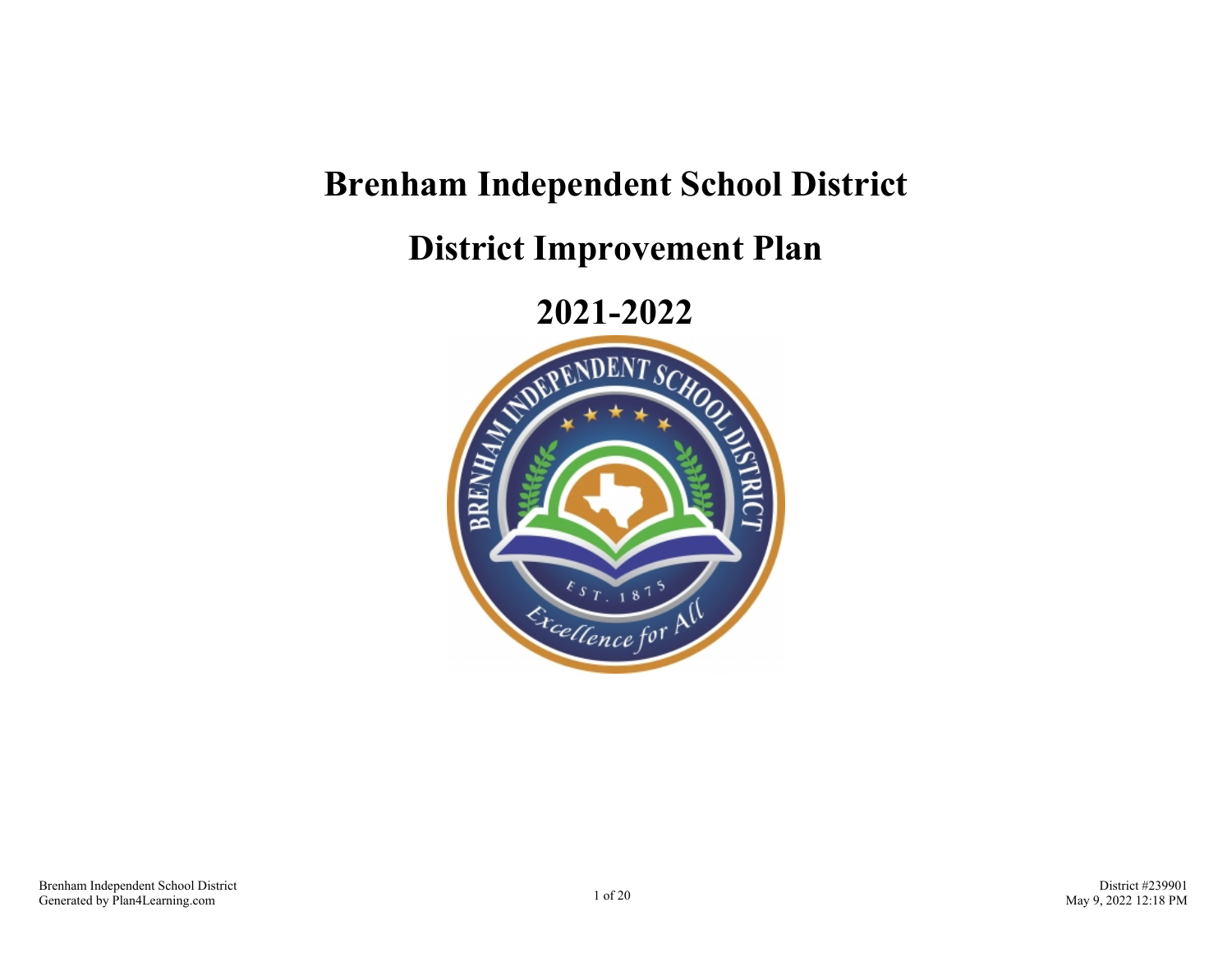# Brenham Independent School District

# District Improvement Plan

# 2021-2022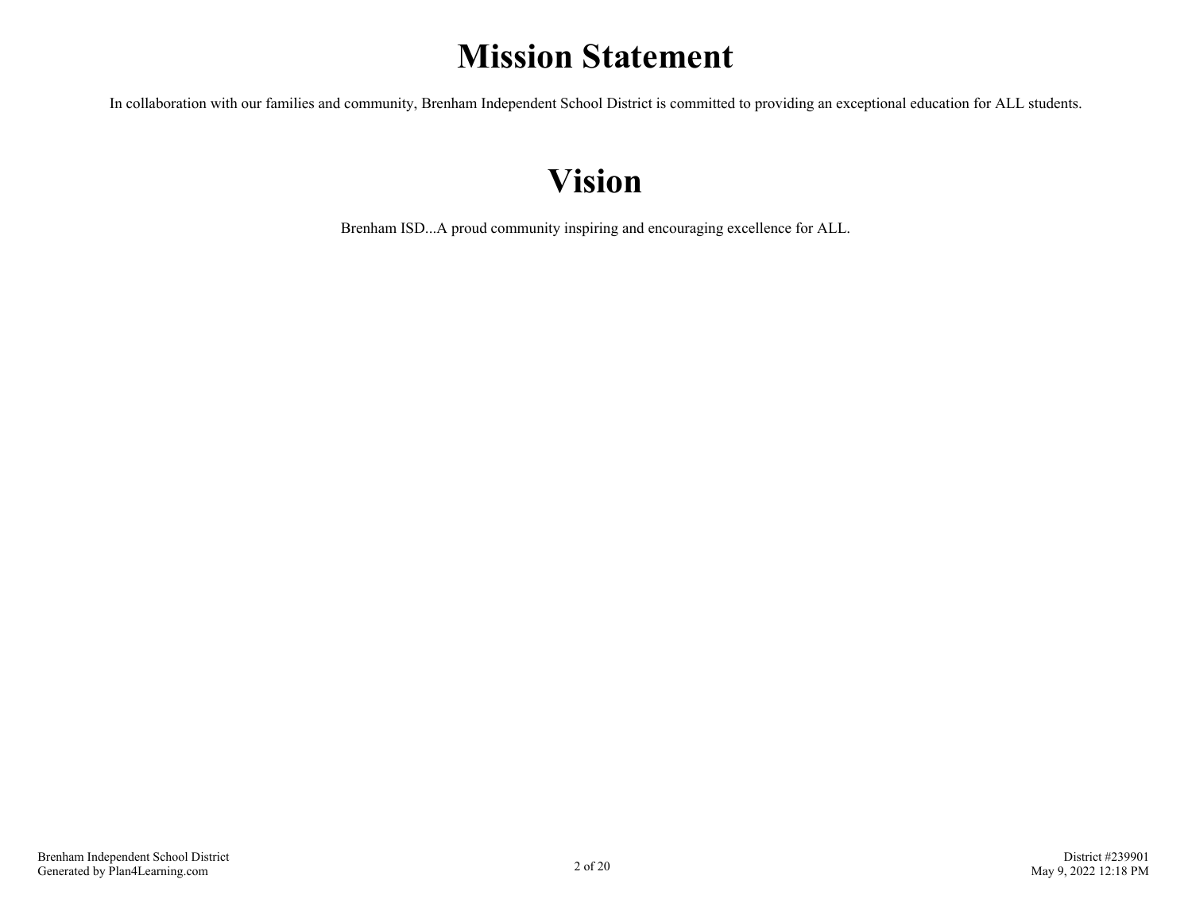# Mission Statement

In collaboration with our families and community, Brenham Independent School District is committed to providing an exceptional education for ALL students.

# Vision

Brenham ISD...A proud community inspiring and encouraging excellence for ALL.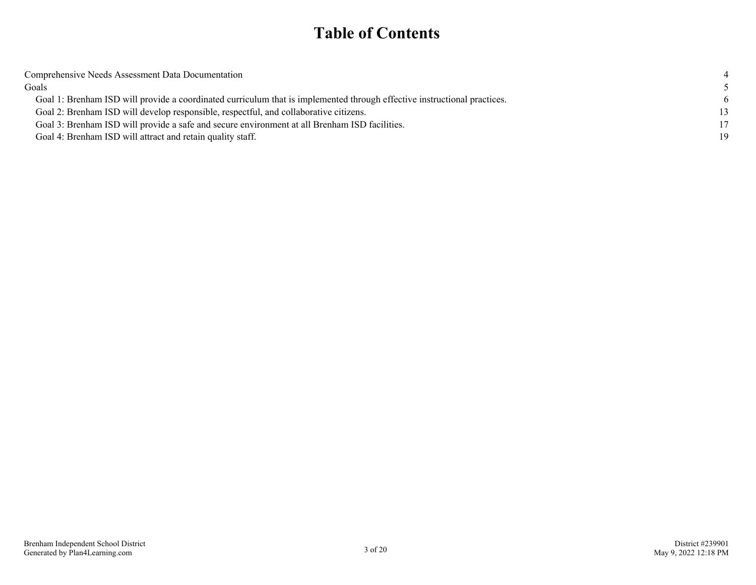# Table of Contents

| | |
|---|---|
| Comprehensive Needs Assessment Data Documentation | 4 |
| Goals | 5 |
| Goal 1: Brenham ISD will provide a coordinated curriculum that is implemented through effective instructional practices. | 6 |
| Goal 2: Brenham ISD will develop responsible, respectful, and collaborative citizens. | 13 |
| Goal 3: Brenham ISD will provide a safe and secure environment at all Brenham ISD facilities. | 17 |
| Goal 4: Brenham ISD will attract and retain quality staff. | 19 |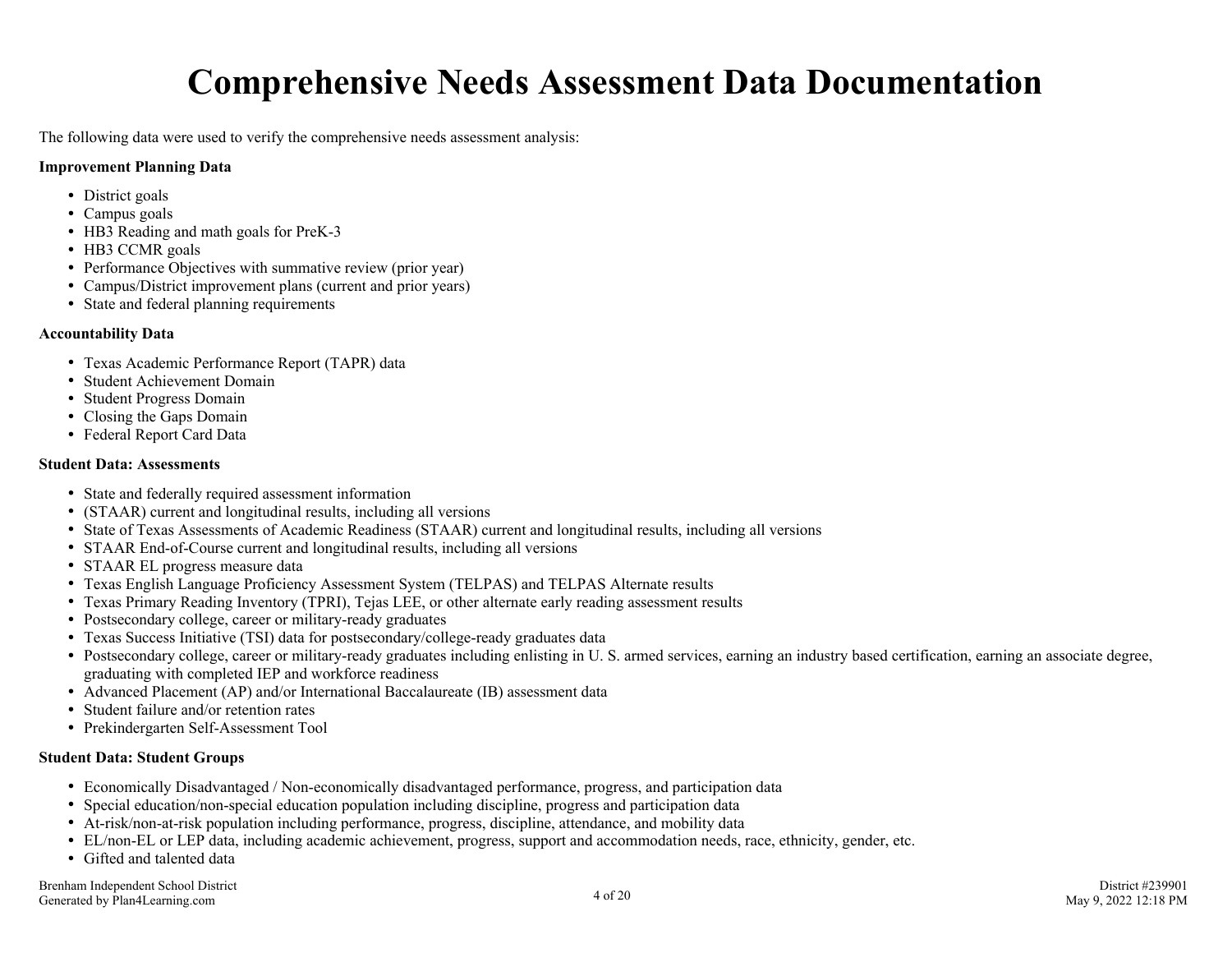# Comprehensive Needs Assessment Data Documentation

The following data were used to verify the comprehensive needs assessment analysis:

**Improvement Planning Data**

- District goals
- Campus goals
- HB3 Reading and math goals for PreK-3
- HB3 CCMR goals
- Performance Objectives with summative review (prior year)
- Campus/District improvement plans (current and prior years)
- State and federal planning requirements

**Accountability Data**

- Texas Academic Performance Report (TAPR) data
- Student Achievement Domain
- Student Progress Domain
- Closing the Gaps Domain
- Federal Report Card Data

**Student Data: Assessments**

- State and federally required assessment information
- (STAAR) current and longitudinal results, including all versions
- State of Texas Assessments of Academic Readiness (STAAR) current and longitudinal results, including all versions
- STAAR End-of-Course current and longitudinal results, including all versions
- STAAR EL progress measure data
- Texas English Language Proficiency Assessment System (TELPAS) and TELPAS Alternate results
- Texas Primary Reading Inventory (TPRI), Tejas LEE, or other alternate early reading assessment results
- Postsecondary college, career or military-ready graduates
- Texas Success Initiative (TSI) data for postsecondary/college-ready graduates data
- Postsecondary college, career or military-ready graduates including enlisting in U. S. armed services, earning an industry based certification, earning an associate degree, graduating with completed IEP and workforce readiness
- Advanced Placement (AP) and/or International Baccalaureate (IB) assessment data
- Student failure and/or retention rates
- Prekindergarten Self-Assessment Tool

**Student Data: Student Groups**

- Economically Disadvantaged / Non-economically disadvantaged performance, progress, and participation data
- Special education/non-special education population including discipline, progress and participation data
- At-risk/non-at-risk population including performance, progress, discipline, attendance, and mobility data
- EL/non-EL or LEP data, including academic achievement, progress, support and accommodation needs, race, ethnicity, gender, etc.
- Gifted and talented data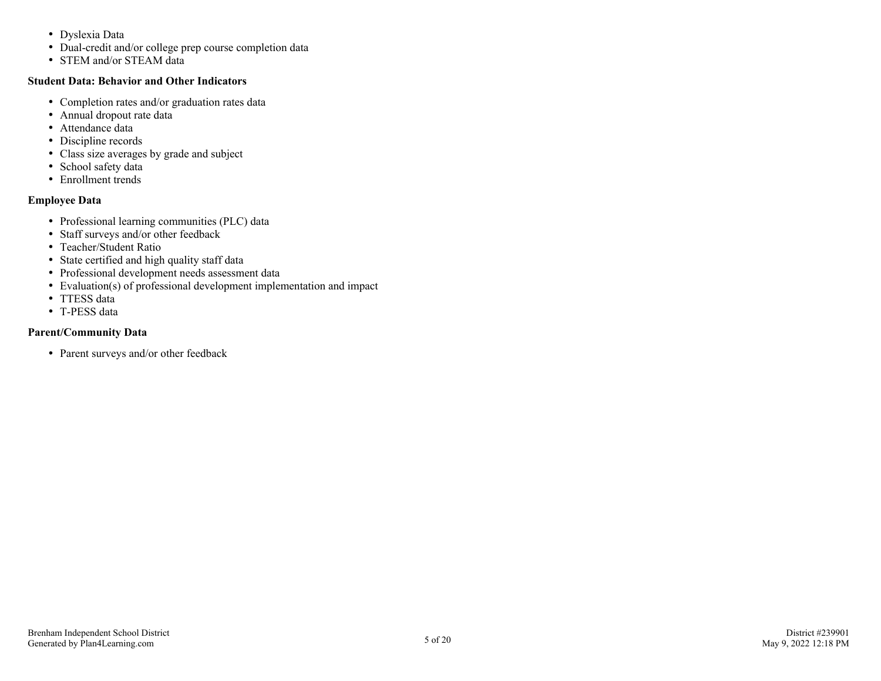- Dyslexia Data
- Dual-credit and/or college prep course completion data
- STEM and/or STEAM data

**Student Data: Behavior and Other Indicators**

- Completion rates and/or graduation rates data
- Annual dropout rate data
- Attendance data
- Discipline records
- Class size averages by grade and subject
- School safety data
- Enrollment trends

**Employee Data**

- Professional learning communities (PLC) data
- Staff surveys and/or other feedback
- Teacher/Student Ratio
- State certified and high quality staff data
- Professional development needs assessment data
- Evaluation(s) of professional development implementation and impact
- TTESS data
- T-PESS data

**Parent/Community Data**

- Parent surveys and/or other feedback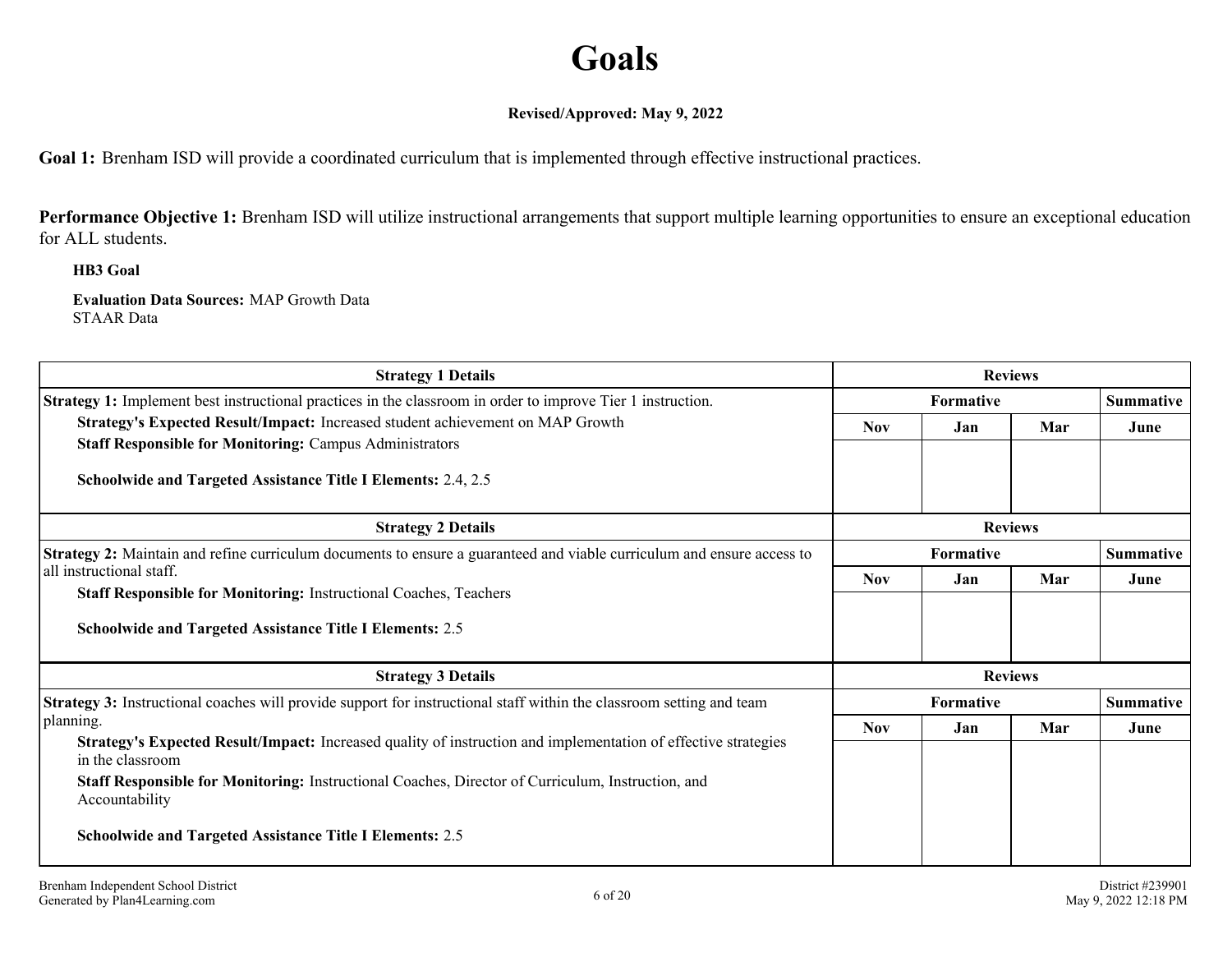# Goals

**Revised/Approved: May 9, 2022**

**Goal 1:** Brenham ISD will provide a coordinated curriculum that is implemented through effective instructional practices.

**Performance Objective 1:** Brenham ISD will utilize instructional arrangements that support multiple learning opportunities to ensure an exceptional education for ALL students.

**HB3 Goal**

**Evaluation Data Sources:** MAP Growth Data
STAAR Data

| Strategy 1 Details | Reviews | | | |
|---|---|---|---|---|
| **Strategy 1:** Implement best instructional practices in the classroom in order to improve Tier 1 instruction. | Formative | | | Summative |
| **Strategy's Expected Result/Impact:** Increased student achievement on MAP Growth<br>**Staff Responsible for Monitoring:** Campus Administrators<br><br>**Schoolwide and Targeted Assistance Title I Elements:** 2.4, 2.5 | Nov | Jan | Mar | June |
| | | | | |

| Strategy 2 Details | Reviews | | | |
|---|---|---|---|---|
| **Strategy 2:** Maintain and refine curriculum documents to ensure a guaranteed and viable curriculum and ensure access to all instructional staff. | Formative | | | Summative |
| **Staff Responsible for Monitoring:** Instructional Coaches, Teachers<br><br>**Schoolwide and Targeted Assistance Title I Elements:** 2.5 | Nov | Jan | Mar | June |
| | | | | |

| Strategy 3 Details | Reviews | | | |
|---|---|---|---|---|
| **Strategy 3:** Instructional coaches will provide support for instructional staff within the classroom setting and team planning. | Formative | | | Summative |
| **Strategy's Expected Result/Impact:** Increased quality of instruction and implementation of effective strategies in the classroom<br>**Staff Responsible for Monitoring:** Instructional Coaches, Director of Curriculum, Instruction, and Accountability<br><br>**Schoolwide and Targeted Assistance Title I Elements:** 2.5 | Nov | Jan | Mar | June |
| | | | | |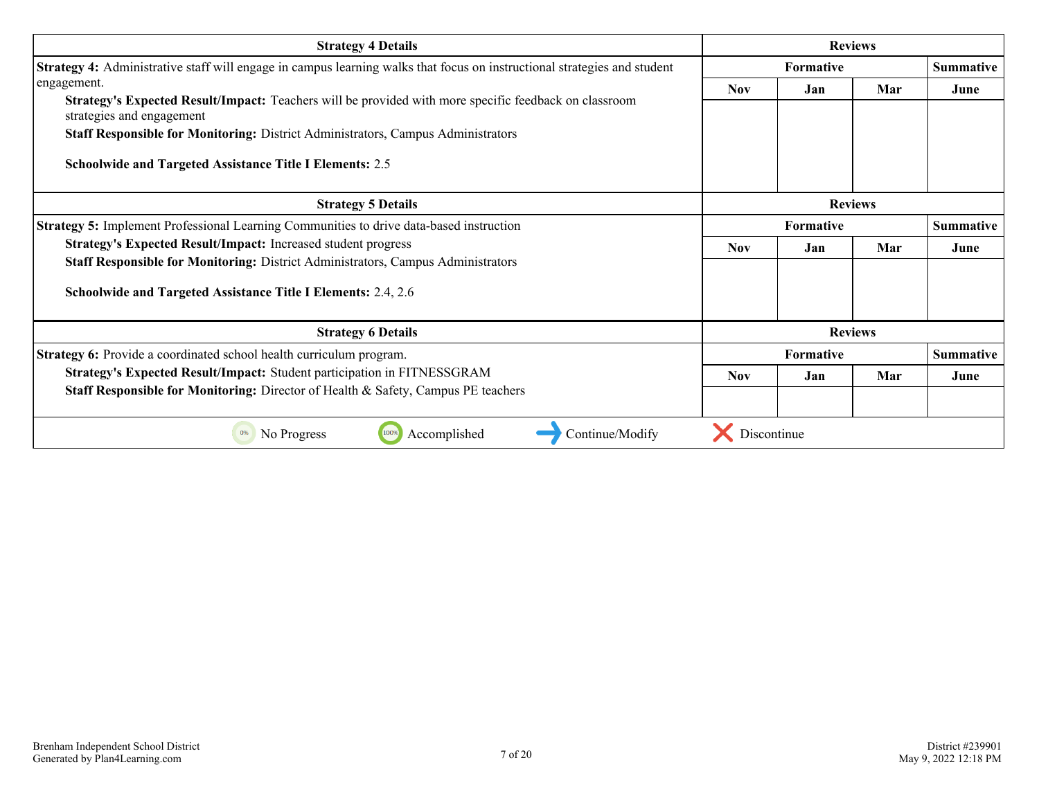| Strategy 4 Details | Reviews | | | |
|---|---|---|---|---|
| **Strategy 4:** Administrative staff will engage in campus learning walks that focus on instructional strategies and student engagement.<br>**Strategy's Expected Result/Impact:** Teachers will be provided with more specific feedback on classroom strategies and engagement<br>**Staff Responsible for Monitoring:** District Administrators, Campus Administrators<br><br>**Schoolwide and Targeted Assistance Title I Elements:** 2.5 | Formative | | | Summative |
| | Nov | Jan | Mar | June |
| | | | | |

| Strategy 5 Details | Reviews | | | |
|---|---|---|---|---|
| **Strategy 5:** Implement Professional Learning Communities to drive data-based instruction<br>**Strategy's Expected Result/Impact:** Increased student progress<br>**Staff Responsible for Monitoring:** District Administrators, Campus Administrators<br><br>**Schoolwide and Targeted Assistance Title I Elements:** 2.4, 2.6 | Formative | | | Summative |
| | Nov | Jan | Mar | June |
| | | | | |

| Strategy 6 Details | Reviews | | | |
|---|---|---|---|---|
| **Strategy 6:** Provide a coordinated school health curriculum program.<br>**Strategy's Expected Result/Impact:** Student participation in FITNESSGRAM<br>**Staff Responsible for Monitoring:** Director of Health & Safety, Campus PE teachers | Formative | | | Summative |
| | Nov | Jan | Mar | June |
| | | | | |

0% No Progress | 100% Accomplished | → Continue/Modify | ✕ Discontinue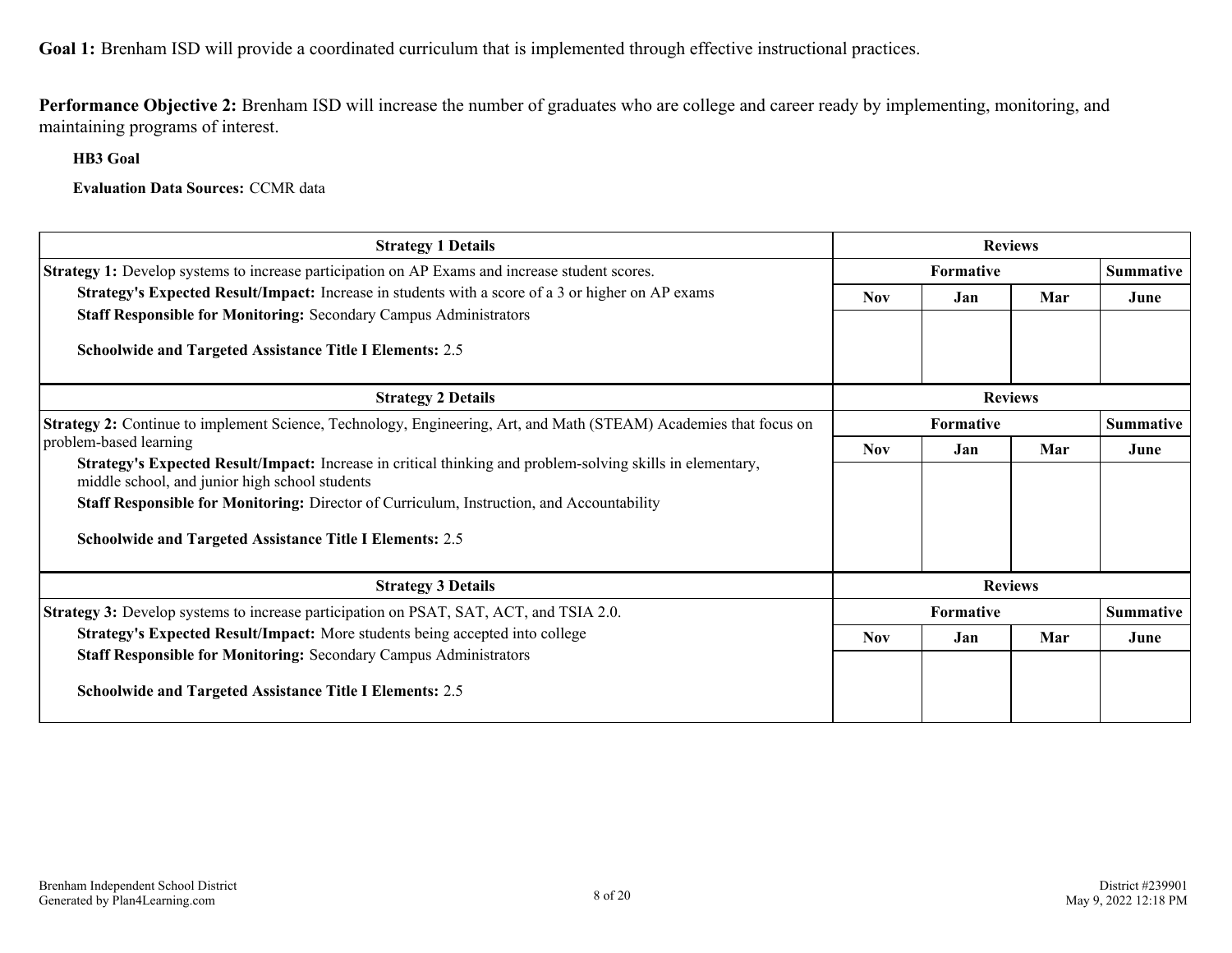**Goal 1:** Brenham ISD will provide a coordinated curriculum that is implemented through effective instructional practices.

**Performance Objective 2:** Brenham ISD will increase the number of graduates who are college and career ready by implementing, monitoring, and maintaining programs of interest.

**HB3 Goal**

**Evaluation Data Sources:** CCMR data

| Strategy 1 Details | Reviews | | | |
|---|---|---|---|---|
| **Strategy 1:** Develop systems to increase participation on AP Exams and increase student scores.<br>**Strategy's Expected Result/Impact:** Increase in students with a score of a 3 or higher on AP exams<br>**Staff Responsible for Monitoring:** Secondary Campus Administrators<br><br>**Schoolwide and Targeted Assistance Title I Elements:** 2.5 | **Formative** | | | **Summative** |
| | **Nov** | **Jan** | **Mar** | **June** |
| | | | | |

| Strategy 2 Details | Reviews | | | |
|---|---|---|---|---|
| **Strategy 2:** Continue to implement Science, Technology, Engineering, Art, and Math (STEAM) Academies that focus on problem-based learning<br>**Strategy's Expected Result/Impact:** Increase in critical thinking and problem-solving skills in elementary, middle school, and junior high school students<br>**Staff Responsible for Monitoring:** Director of Curriculum, Instruction, and Accountability<br><br>**Schoolwide and Targeted Assistance Title I Elements:** 2.5 | **Formative** | | | **Summative** |
| | **Nov** | **Jan** | **Mar** | **June** |
| | | | | |

| Strategy 3 Details | Reviews | | | |
|---|---|---|---|---|
| **Strategy 3:** Develop systems to increase participation on PSAT, SAT, ACT, and TSIA 2.0.<br>**Strategy's Expected Result/Impact:** More students being accepted into college<br>**Staff Responsible for Monitoring:** Secondary Campus Administrators<br><br>**Schoolwide and Targeted Assistance Title I Elements:** 2.5 | **Formative** | | | **Summative** |
| | **Nov** | **Jan** | **Mar** | **June** |
| | | | | |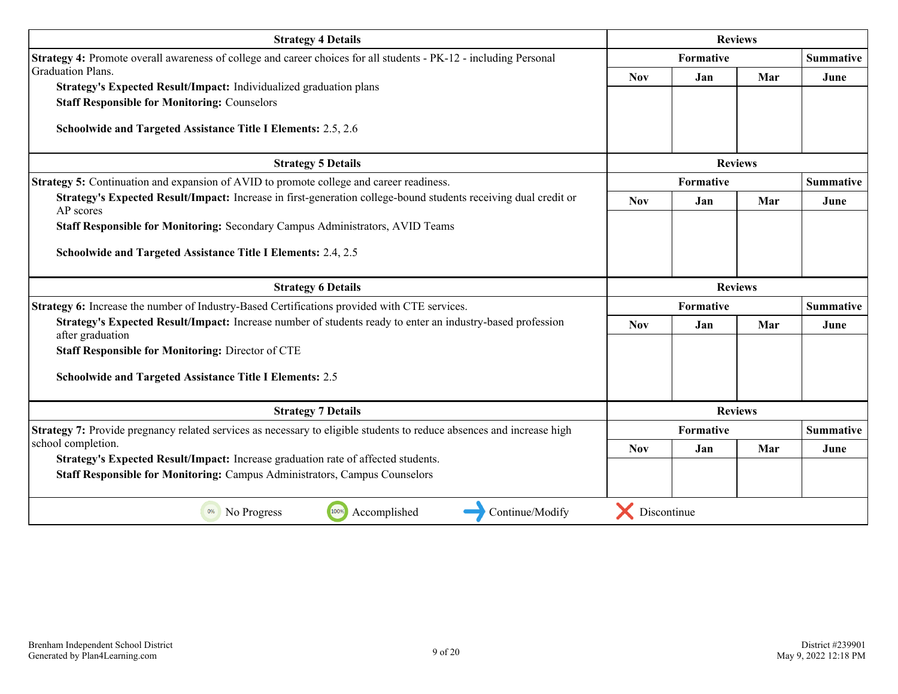| Strategy 4 Details | Reviews | | | |
|---|---|---|---|---|
| | Formative | | | Summative |
| **Strategy 4:** Promote overall awareness of college and career choices for all students - PK-12 - including Personal Graduation Plans.<br>**Strategy's Expected Result/Impact:** Individualized graduation plans<br>**Staff Responsible for Monitoring:** Counselors<br>**Schoolwide and Targeted Assistance Title I Elements:** 2.5, 2.6 | Nov | Jan | Mar | June |
| | | | | |

| Strategy 5 Details | Reviews | | | |
|---|---|---|---|---|
| | Formative | | | Summative |
| **Strategy 5:** Continuation and expansion of AVID to promote college and career readiness.<br>**Strategy's Expected Result/Impact:** Increase in first-generation college-bound students receiving dual credit or AP scores<br>**Staff Responsible for Monitoring:** Secondary Campus Administrators, AVID Teams<br>**Schoolwide and Targeted Assistance Title I Elements:** 2.4, 2.5 | Nov | Jan | Mar | June |
| | | | | |

| Strategy 6 Details | Reviews | | | |
|---|---|---|---|---|
| | Formative | | | Summative |
| **Strategy 6:** Increase the number of Industry-Based Certifications provided with CTE services.<br>**Strategy's Expected Result/Impact:** Increase number of students ready to enter an industry-based profession after graduation<br>**Staff Responsible for Monitoring:** Director of CTE<br>**Schoolwide and Targeted Assistance Title I Elements:** 2.5 | Nov | Jan | Mar | June |
| | | | | |

| Strategy 7 Details | Reviews | | | |
|---|---|---|---|---|
| | Formative | | | Summative |
| **Strategy 7:** Provide pregnancy related services as necessary to eligible students to reduce absences and increase high school completion.<br>**Strategy's Expected Result/Impact:** Increase graduation rate of affected students.<br>**Staff Responsible for Monitoring:** Campus Administrators, Campus Counselors | Nov | Jan | Mar | June |
| | | | | |

0% No Progress | 100% Accomplished | Continue/Modify | Discontinue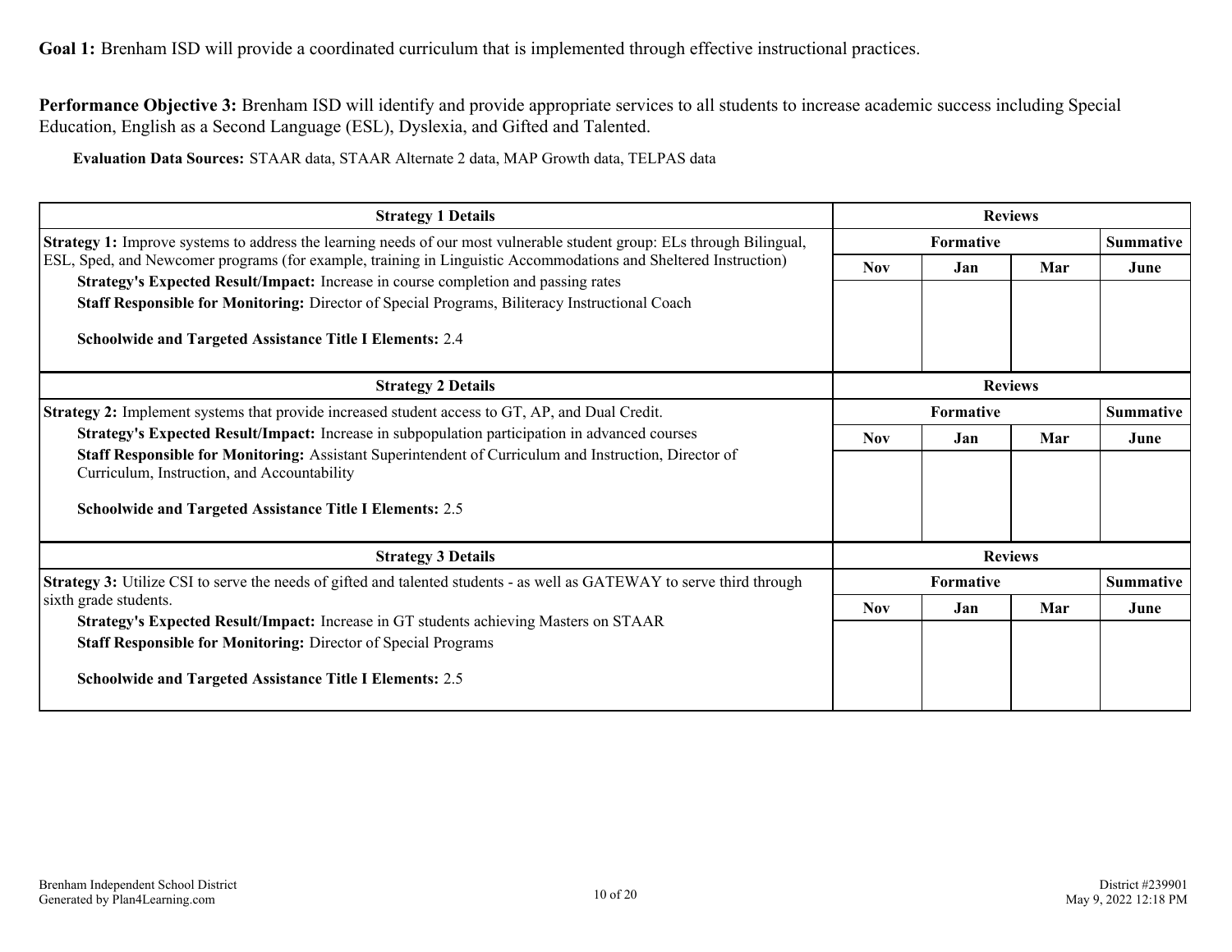**Goal 1:** Brenham ISD will provide a coordinated curriculum that is implemented through effective instructional practices.

**Performance Objective 3:** Brenham ISD will identify and provide appropriate services to all students to increase academic success including Special Education, English as a Second Language (ESL), Dyslexia, and Gifted and Talented.

**Evaluation Data Sources:** STAAR data, STAAR Alternate 2 data, MAP Growth data, TELPAS data

| Strategy 1 Details | Reviews | | | |
|---|---|---|---|---|
| | Formative | | | Summative |
| | Nov | Jan | Mar | June |
| **Strategy 1:** Improve systems to address the learning needs of our most vulnerable student group: ELs through Bilingual, ESL, Sped, and Newcomer programs (for example, training in Linguistic Accommodations and Sheltered Instruction)<br>**Strategy's Expected Result/Impact:** Increase in course completion and passing rates<br>**Staff Responsible for Monitoring:** Director of Special Programs, Biliteracy Instructional Coach<br><br>**Schoolwide and Targeted Assistance Title I Elements:** 2.4 | | | | |

| Strategy 2 Details | Reviews | | | |
|---|---|---|---|---|
| | Formative | | | Summative |
| | Nov | Jan | Mar | June |
| **Strategy 2:** Implement systems that provide increased student access to GT, AP, and Dual Credit.<br>**Strategy's Expected Result/Impact:** Increase in subpopulation participation in advanced courses<br>**Staff Responsible for Monitoring:** Assistant Superintendent of Curriculum and Instruction, Director of Curriculum, Instruction, and Accountability<br><br>**Schoolwide and Targeted Assistance Title I Elements:** 2.5 | | | | |

| Strategy 3 Details | Reviews | | | |
|---|---|---|---|---|
| | Formative | | | Summative |
| | Nov | Jan | Mar | June |
| **Strategy 3:** Utilize CSI to serve the needs of gifted and talented students - as well as GATEWAY to serve third through sixth grade students.<br>**Strategy's Expected Result/Impact:** Increase in GT students achieving Masters on STAAR<br>**Staff Responsible for Monitoring:** Director of Special Programs<br><br>**Schoolwide and Targeted Assistance Title I Elements:** 2.5 | | | | |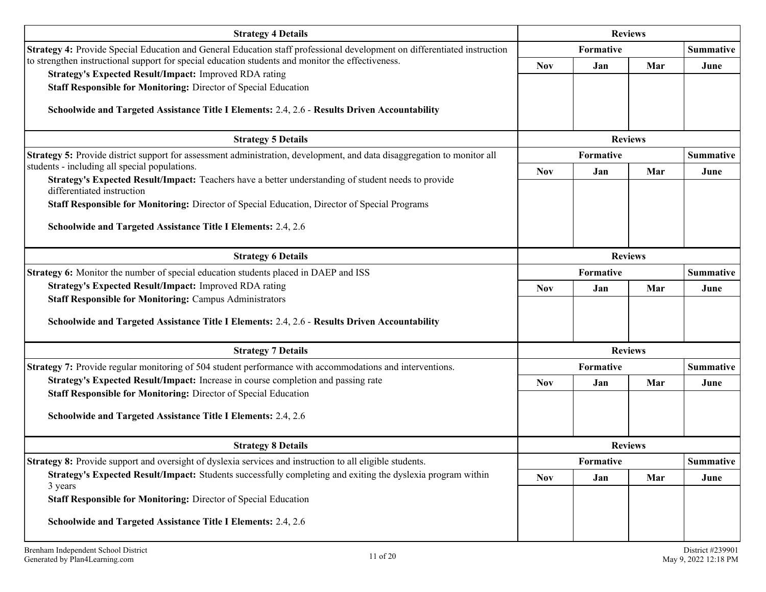| Strategy 4 Details | Reviews | | | |
|---|---|---|---|---|
| **Strategy 4:** Provide Special Education and General Education staff professional development on differentiated instruction to strengthen instructional support for special education students and monitor the effectiveness.<br>**Strategy's Expected Result/Impact:** Improved RDA rating<br>**Staff Responsible for Monitoring:** Director of Special Education<br><br>**Schoolwide and Targeted Assistance Title I Elements:** 2.4, 2.6 - **Results Driven Accountability** | Formative | | | Summative |
| | Nov | Jan | Mar | June |
| | | | | |

| Strategy 5 Details | Reviews | | | |
|---|---|---|---|---|
| **Strategy 5:** Provide district support for assessment administration, development, and data disaggregation to monitor all students - including all special populations.<br>**Strategy's Expected Result/Impact:** Teachers have a better understanding of student needs to provide differentiated instruction<br>**Staff Responsible for Monitoring:** Director of Special Education, Director of Special Programs<br><br>**Schoolwide and Targeted Assistance Title I Elements:** 2.4, 2.6 | Formative | | | Summative |
| | Nov | Jan | Mar | June |
| | | | | |

| Strategy 6 Details | Reviews | | | |
|---|---|---|---|---|
| **Strategy 6:** Monitor the number of special education students placed in DAEP and ISS<br>**Strategy's Expected Result/Impact:** Improved RDA rating<br>**Staff Responsible for Monitoring:** Campus Administrators<br><br>**Schoolwide and Targeted Assistance Title I Elements:** 2.4, 2.6 - **Results Driven Accountability** | Formative | | | Summative |
| | Nov | Jan | Mar | June |
| | | | | |

| Strategy 7 Details | Reviews | | | |
|---|---|---|---|---|
| **Strategy 7:** Provide regular monitoring of 504 student performance with accommodations and interventions.<br>**Strategy's Expected Result/Impact:** Increase in course completion and passing rate<br>**Staff Responsible for Monitoring:** Director of Special Education<br><br>**Schoolwide and Targeted Assistance Title I Elements:** 2.4, 2.6 | Formative | | | Summative |
| | Nov | Jan | Mar | June |
| | | | | |

| Strategy 8 Details | Reviews | | | |
|---|---|---|---|---|
| **Strategy 8:** Provide support and oversight of dyslexia services and instruction to all eligible students.<br>**Strategy's Expected Result/Impact:** Students successfully completing and exiting the dyslexia program within 3 years<br>**Staff Responsible for Monitoring:** Director of Special Education<br><br>**Schoolwide and Targeted Assistance Title I Elements:** 2.4, 2.6 | Formative | | | Summative |
| | Nov | Jan | Mar | June |
| | | | | |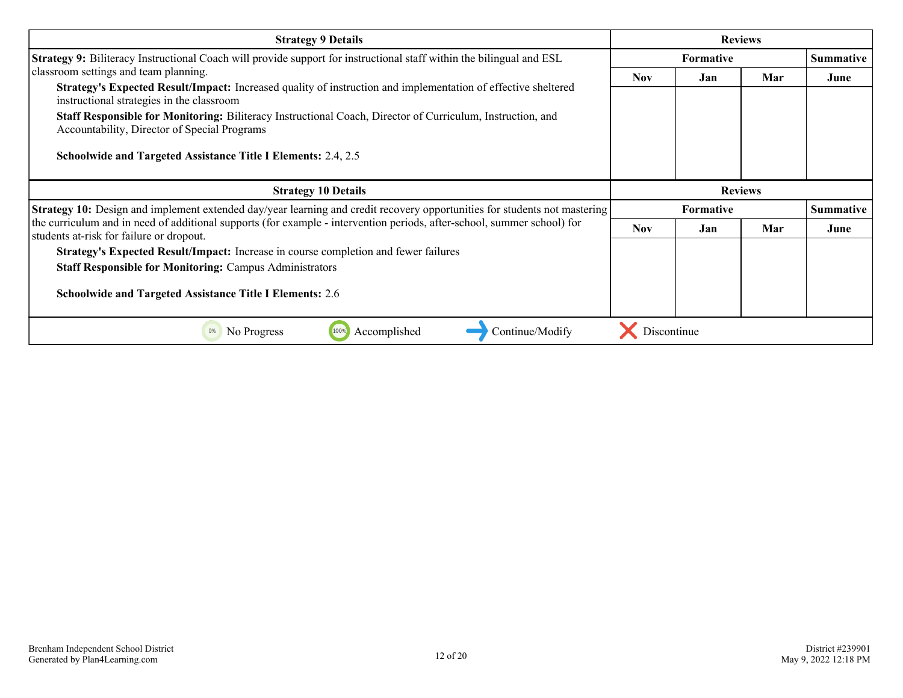| Strategy 9 Details | Reviews | | | |
|---|---|---|---|---|
| | Formative | | | Summative |
| | Nov | Jan | Mar | June |
| **Strategy 9:** Biliteracy Instructional Coach will provide support for instructional staff within the bilingual and ESL classroom settings and team planning.<br>**Strategy's Expected Result/Impact:** Increased quality of instruction and implementation of effective sheltered instructional strategies in the classroom<br>**Staff Responsible for Monitoring:** Biliteracy Instructional Coach, Director of Curriculum, Instruction, and Accountability, Director of Special Programs<br><br>**Schoolwide and Targeted Assistance Title I Elements:** 2.4, 2.5 | | | | |

| Strategy 10 Details | Reviews | | | |
|---|---|---|---|---|
| | Formative | | | Summative |
| | Nov | Jan | Mar | June |
| **Strategy 10:** Design and implement extended day/year learning and credit recovery opportunities for students not mastering the curriculum and in need of additional supports (for example - intervention periods, after-school, summer school) for students at-risk for failure or dropout.<br>**Strategy's Expected Result/Impact:** Increase in course completion and fewer failures<br>**Staff Responsible for Monitoring:** Campus Administrators<br><br>**Schoolwide and Targeted Assistance Title I Elements:** 2.6 | | | | |

0% No Progress | 100% Accomplished | Continue/Modify | Discontinue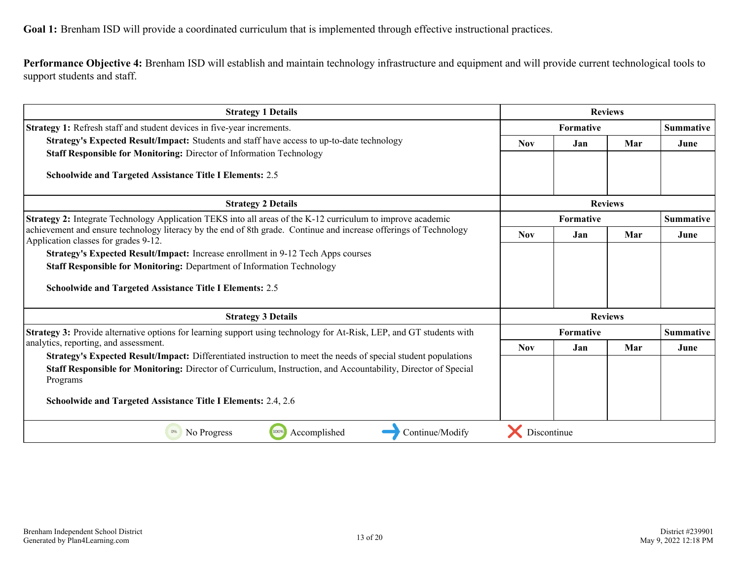**Goal 1:** Brenham ISD will provide a coordinated curriculum that is implemented through effective instructional practices.

**Performance Objective 4:** Brenham ISD will establish and maintain technology infrastructure and equipment and will provide current technological tools to support students and staff.

| Strategy 1 Details | Reviews | | | |
|---|---|---|---|---|
| | Formative | | | Summative |
| | Nov | Jan | Mar | June |
| **Strategy 1:** Refresh staff and student devices in five-year increments.<br>**Strategy's Expected Result/Impact:** Students and staff have access to up-to-date technology<br>**Staff Responsible for Monitoring:** Director of Information Technology<br><br>**Schoolwide and Targeted Assistance Title I Elements:** 2.5 | | | | |

| Strategy 2 Details | Reviews | | | |
|---|---|---|---|---|
| | Formative | | | Summative |
| | Nov | Jan | Mar | June |
| **Strategy 2:** Integrate Technology Application TEKS into all areas of the K-12 curriculum to improve academic achievement and ensure technology literacy by the end of 8th grade. Continue and increase offerings of Technology Application classes for grades 9-12.<br>**Strategy's Expected Result/Impact:** Increase enrollment in 9-12 Tech Apps courses<br>**Staff Responsible for Monitoring:** Department of Information Technology<br><br>**Schoolwide and Targeted Assistance Title I Elements:** 2.5 | | | | |

| Strategy 3 Details | Reviews | | | |
|---|---|---|---|---|
| | Formative | | | Summative |
| | Nov | Jan | Mar | June |
| **Strategy 3:** Provide alternative options for learning support using technology for At-Risk, LEP, and GT students with analytics, reporting, and assessment.<br>**Strategy's Expected Result/Impact:** Differentiated instruction to meet the needs of special student populations<br>**Staff Responsible for Monitoring:** Director of Curriculum, Instruction, and Accountability, Director of Special Programs<br><br>**Schoolwide and Targeted Assistance Title I Elements:** 2.4, 2.6 | | | | |

0% No Progress | 100% Accomplished | Continue/Modify | Discontinue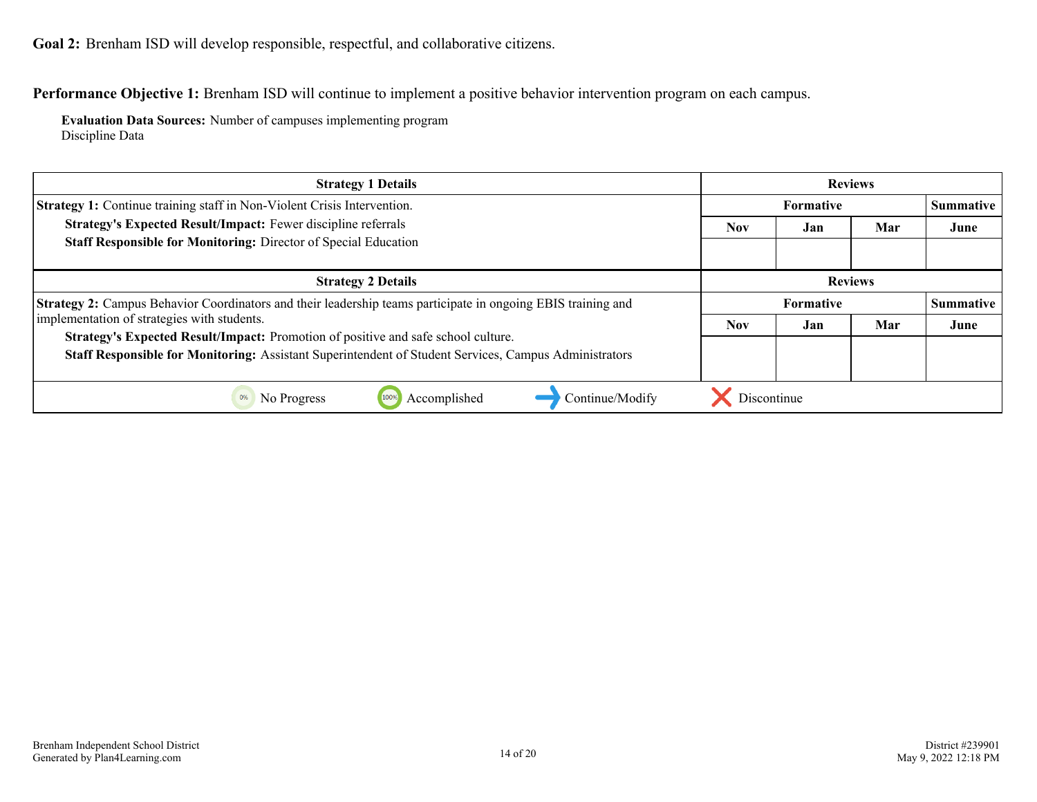**Goal 2:** Brenham ISD will develop responsible, respectful, and collaborative citizens.

**Performance Objective 1:** Brenham ISD will continue to implement a positive behavior intervention program on each campus.

**Evaluation Data Sources:** Number of campuses implementing program
Discipline Data

| Strategy 1 Details | Reviews | | | |
|---|---|---|---|---|
| **Strategy 1:** Continue training staff in Non-Violent Crisis Intervention.<br>**Strategy's Expected Result/Impact:** Fewer discipline referrals<br>**Staff Responsible for Monitoring:** Director of Special Education | Formative | | | Summative |
| | Nov | Jan | Mar | June |
| | | | | |

| Strategy 2 Details | Reviews | | | |
|---|---|---|---|---|
| **Strategy 2:** Campus Behavior Coordinators and their leadership teams participate in ongoing EBIS training and implementation of strategies with students.<br>**Strategy's Expected Result/Impact:** Promotion of positive and safe school culture.<br>**Staff Responsible for Monitoring:** Assistant Superintendent of Student Services, Campus Administrators | Formative | | | Summative |
| | Nov | Jan | Mar | June |
| | | | | |

0% No Progress | 100% Accomplished | Continue/Modify | Discontinue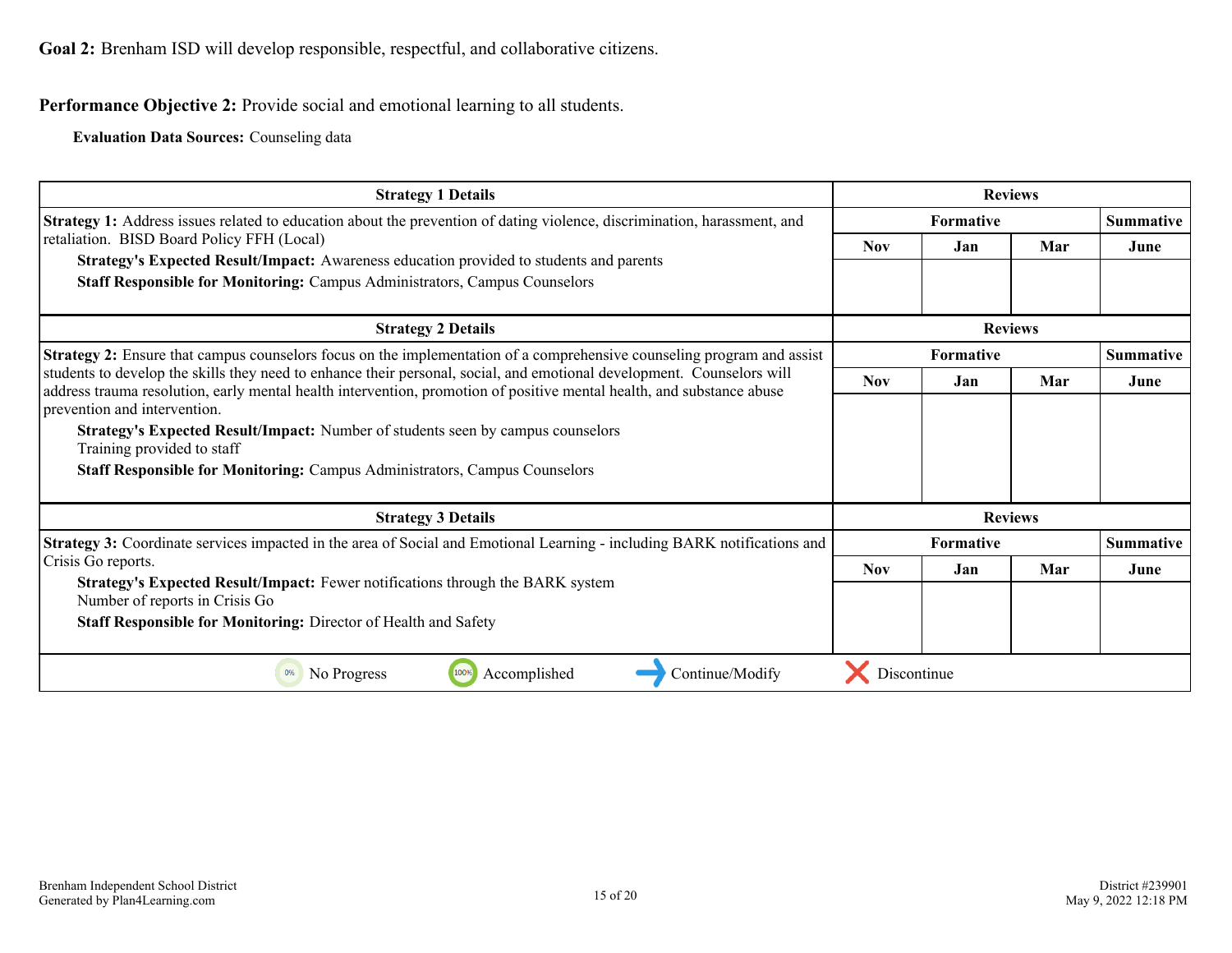**Goal 2:** Brenham ISD will develop responsible, respectful, and collaborative citizens.

**Performance Objective 2:** Provide social and emotional learning to all students.

**Evaluation Data Sources:** Counseling data

| Strategy 1 Details | Reviews | | | |
|---|---|---|---|---|
| **Strategy 1:** Address issues related to education about the prevention of dating violence, discrimination, harassment, and retaliation. BISD Board Policy FFH (Local)<br>**Strategy's Expected Result/Impact:** Awareness education provided to students and parents<br>**Staff Responsible for Monitoring:** Campus Administrators, Campus Counselors | **Formative** | | | **Summative** |
| | Nov | Jan | Mar | June |
| | | | | |

| Strategy 2 Details | Reviews | | | |
|---|---|---|---|---|
| **Strategy 2:** Ensure that campus counselors focus on the implementation of a comprehensive counseling program and assist students to develop the skills they need to enhance their personal, social, and emotional development. Counselors will address trauma resolution, early mental health intervention, promotion of positive mental health, and substance abuse prevention and intervention.<br>**Strategy's Expected Result/Impact:** Number of students seen by campus counselors<br>Training provided to staff<br>**Staff Responsible for Monitoring:** Campus Administrators, Campus Counselors | **Formative** | | | **Summative** |
| | Nov | Jan | Mar | June |
| | | | | |

| Strategy 3 Details | Reviews | | | |
|---|---|---|---|---|
| **Strategy 3:** Coordinate services impacted in the area of Social and Emotional Learning - including BARK notifications and Crisis Go reports.<br>**Strategy's Expected Result/Impact:** Fewer notifications through the BARK system<br>Number of reports in Crisis Go<br>**Staff Responsible for Monitoring:** Director of Health and Safety | **Formative** | | | **Summative** |
| | Nov | Jan | Mar | June |
| | | | | |

0% No Progress | 100% Accomplished | → Continue/Modify | ✗ Discontinue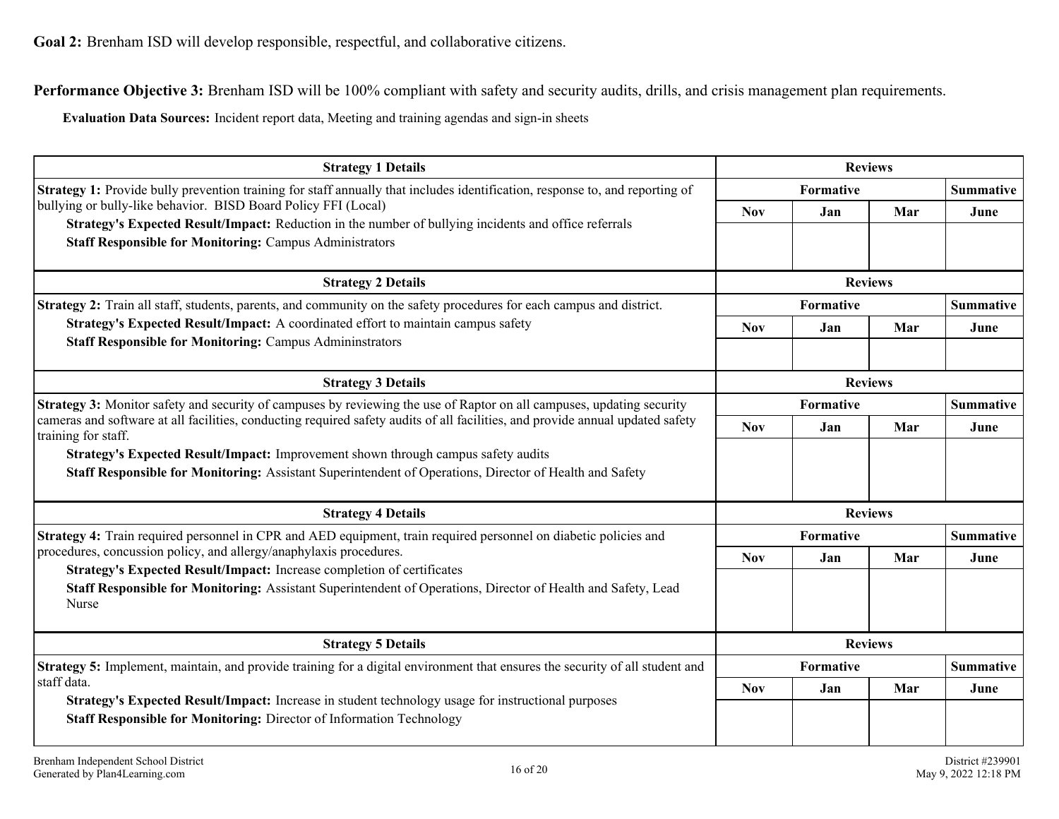**Goal 2:** Brenham ISD will develop responsible, respectful, and collaborative citizens.

**Performance Objective 3:** Brenham ISD will be 100% compliant with safety and security audits, drills, and crisis management plan requirements.

**Evaluation Data Sources:** Incident report data, Meeting and training agendas and sign-in sheets

| Strategy 1 Details | Reviews | | | |
|---|---|---|---|---|
| **Strategy 1:** Provide bully prevention training for staff annually that includes identification, response to, and reporting of bullying or bully-like behavior. BISD Board Policy FFI (Local)<br>**Strategy's Expected Result/Impact:** Reduction in the number of bullying incidents and office referrals<br>**Staff Responsible for Monitoring:** Campus Administrators | Formative | | | Summative |
| | Nov | Jan | Mar | June |
| | | | | |

| Strategy 2 Details | Reviews | | | |
|---|---|---|---|---|
| **Strategy 2:** Train all staff, students, parents, and community on the safety procedures for each campus and district.<br>**Strategy's Expected Result/Impact:** A coordinated effort to maintain campus safety<br>**Staff Responsible for Monitoring:** Campus Admininstrators | Formative | | | Summative |
| | Nov | Jan | Mar | June |
| | | | | |

| Strategy 3 Details | Reviews | | | |
|---|---|---|---|---|
| **Strategy 3:** Monitor safety and security of campuses by reviewing the use of Raptor on all campuses, updating security cameras and software at all facilities, conducting required safety audits of all facilities, and provide annual updated safety training for staff.<br>**Strategy's Expected Result/Impact:** Improvement shown through campus safety audits<br>**Staff Responsible for Monitoring:** Assistant Superintendent of Operations, Director of Health and Safety | Formative | | | Summative |
| | Nov | Jan | Mar | June |
| | | | | |

| Strategy 4 Details | Reviews | | | |
|---|---|---|---|---|
| **Strategy 4:** Train required personnel in CPR and AED equipment, train required personnel on diabetic policies and procedures, concussion policy, and allergy/anaphylaxis procedures.<br>**Strategy's Expected Result/Impact:** Increase completion of certificates<br>**Staff Responsible for Monitoring:** Assistant Superintendent of Operations, Director of Health and Safety, Lead Nurse | Formative | | | Summative |
| | Nov | Jan | Mar | June |
| | | | | |

| Strategy 5 Details | Reviews | | | |
|---|---|---|---|---|
| **Strategy 5:** Implement, maintain, and provide training for a digital environment that ensures the security of all student and staff data.<br>**Strategy's Expected Result/Impact:** Increase in student technology usage for instructional purposes<br>**Staff Responsible for Monitoring:** Director of Information Technology | Formative | | | Summative |
| | Nov | Jan | Mar | June |
| | | | | |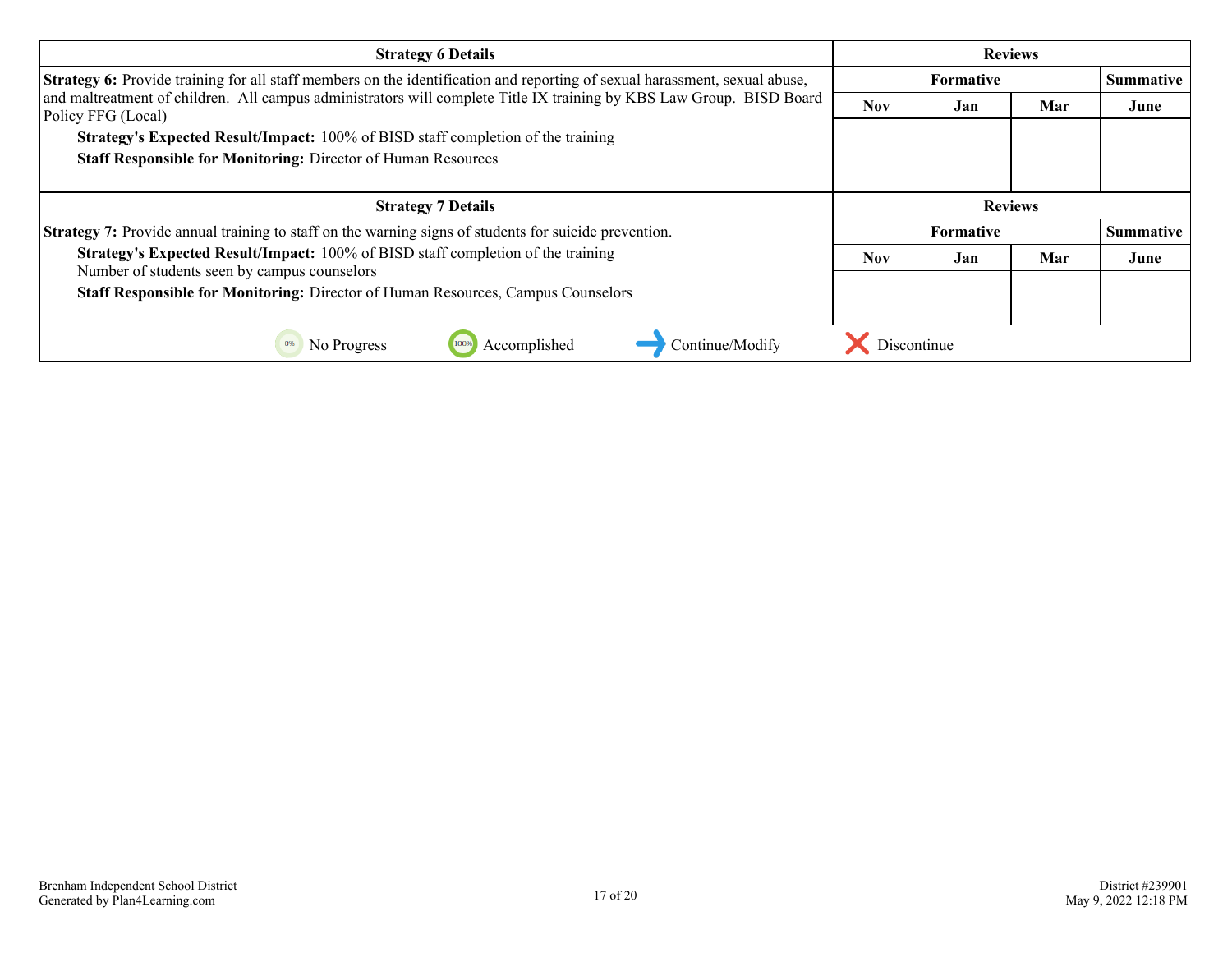| Strategy 6 Details | Reviews | | | |
|---|---|---|---|---|
| | Formative | | | Summative |
| **Strategy 6:** Provide training for all staff members on the identification and reporting of sexual harassment, sexual abuse, and maltreatment of children. All campus administrators will complete Title IX training by KBS Law Group. BISD Board Policy FFG (Local)<br>**Strategy's Expected Result/Impact:** 100% of BISD staff completion of the training<br>**Staff Responsible for Monitoring:** Director of Human Resources | Nov | Jan | Mar | June |
| | | | | |

| Strategy 7 Details | Reviews | | | |
|---|---|---|---|---|
| | Formative | | | Summative |
| **Strategy 7:** Provide annual training to staff on the warning signs of students for suicide prevention.<br>**Strategy's Expected Result/Impact:** 100% of BISD staff completion of the training<br>Number of students seen by campus counselors<br>**Staff Responsible for Monitoring:** Director of Human Resources, Campus Counselors | Nov | Jan | Mar | June |
| | | | | |

0% No Progress | 100% Accomplished | Continue/Modify | Discontinue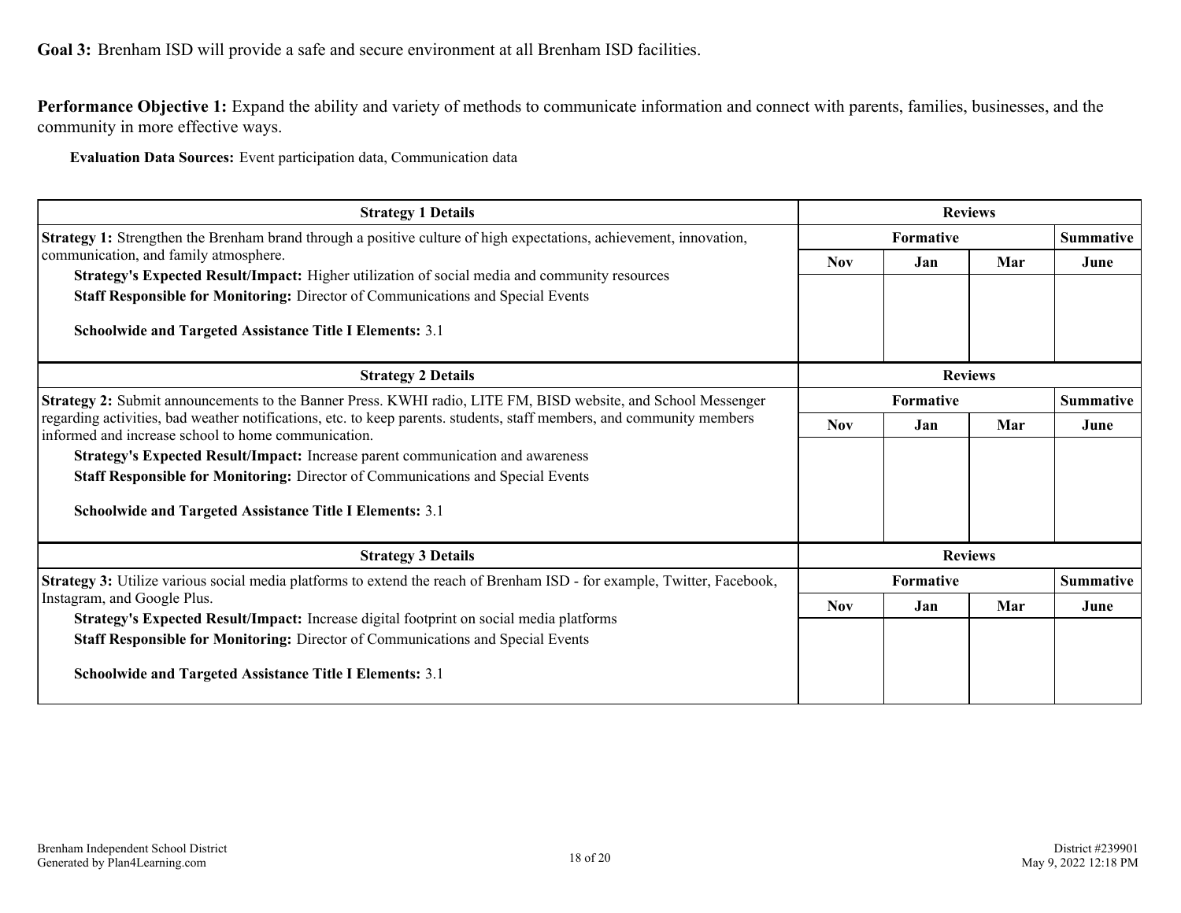**Goal 3:** Brenham ISD will provide a safe and secure environment at all Brenham ISD facilities.

**Performance Objective 1:** Expand the ability and variety of methods to communicate information and connect with parents, families, businesses, and the community in more effective ways.

**Evaluation Data Sources:** Event participation data, Communication data

| Strategy 1 Details | Reviews | | | |
|---|---|---|---|---|
| **Strategy 1:** Strengthen the Brenham brand through a positive culture of high expectations, achievement, innovation, communication, and family atmosphere. | Formative | | | Summative |
| **Strategy's Expected Result/Impact:** Higher utilization of social media and community resources<br>**Staff Responsible for Monitoring:** Director of Communications and Special Events<br><br>**Schoolwide and Targeted Assistance Title I Elements:** 3.1 | Nov | Jan | Mar | June |
| | | | | |

| Strategy 2 Details | Reviews | | | |
|---|---|---|---|---|
| **Strategy 2:** Submit announcements to the Banner Press. KWHI radio, LITE FM, BISD website, and School Messenger regarding activities, bad weather notifications, etc. to keep parents. students, staff members, and community members informed and increase school to home communication. | Formative | | | Summative |
| **Strategy's Expected Result/Impact:** Increase parent communication and awareness<br>**Staff Responsible for Monitoring:** Director of Communications and Special Events<br><br>**Schoolwide and Targeted Assistance Title I Elements:** 3.1 | Nov | Jan | Mar | June |
| | | | | |

| Strategy 3 Details | Reviews | | | |
|---|---|---|---|---|
| **Strategy 3:** Utilize various social media platforms to extend the reach of Brenham ISD - for example, Twitter, Facebook, Instagram, and Google Plus. | Formative | | | Summative |
| **Strategy's Expected Result/Impact:** Increase digital footprint on social media platforms<br>**Staff Responsible for Monitoring:** Director of Communications and Special Events<br><br>**Schoolwide and Targeted Assistance Title I Elements:** 3.1 | Nov | Jan | Mar | June |
| | | | | |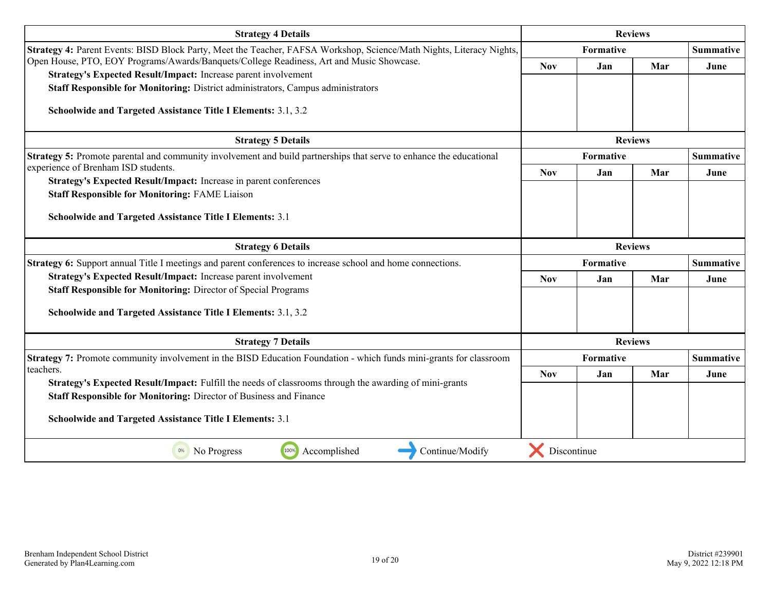| Strategy 4 Details | Reviews | | | |
|---|---|---|---|---|
| | Formative | | | Summative |
| **Strategy 4:** Parent Events: BISD Block Party, Meet the Teacher, FAFSA Workshop, Science/Math Nights, Literacy Nights, Open House, PTO, EOY Programs/Awards/Banquets/College Readiness, Art and Music Showcase.<br>**Strategy's Expected Result/Impact:** Increase parent involvement<br>**Staff Responsible for Monitoring:** District administrators, Campus administrators<br>**Schoolwide and Targeted Assistance Title I Elements:** 3.1, 3.2 | Nov | Jan | Mar | June |
| | | | | |

| Strategy 5 Details | Reviews | | | |
|---|---|---|---|---|
| | Formative | | | Summative |
| **Strategy 5:** Promote parental and community involvement and build partnerships that serve to enhance the educational experience of Brenham ISD students.<br>**Strategy's Expected Result/Impact:** Increase in parent conferences<br>**Staff Responsible for Monitoring:** FAME Liaison<br>**Schoolwide and Targeted Assistance Title I Elements:** 3.1 | Nov | Jan | Mar | June |
| | | | | |

| Strategy 6 Details | Reviews | | | |
|---|---|---|---|---|
| | Formative | | | Summative |
| **Strategy 6:** Support annual Title I meetings and parent conferences to increase school and home connections.<br>**Strategy's Expected Result/Impact:** Increase parent involvement<br>**Staff Responsible for Monitoring:** Director of Special Programs<br>**Schoolwide and Targeted Assistance Title I Elements:** 3.1, 3.2 | Nov | Jan | Mar | June |
| | | | | |

| Strategy 7 Details | Reviews | | | |
|---|---|---|---|---|
| | Formative | | | Summative |
| **Strategy 7:** Promote community involvement in the BISD Education Foundation - which funds mini-grants for classroom teachers.<br>**Strategy's Expected Result/Impact:** Fulfill the needs of classrooms through the awarding of mini-grants<br>**Staff Responsible for Monitoring:** Director of Business and Finance<br>**Schoolwide and Targeted Assistance Title I Elements:** 3.1 | Nov | Jan | Mar | June |
| | | | | |

0% No Progress | 100% Accomplished | Continue/Modify | Discontinue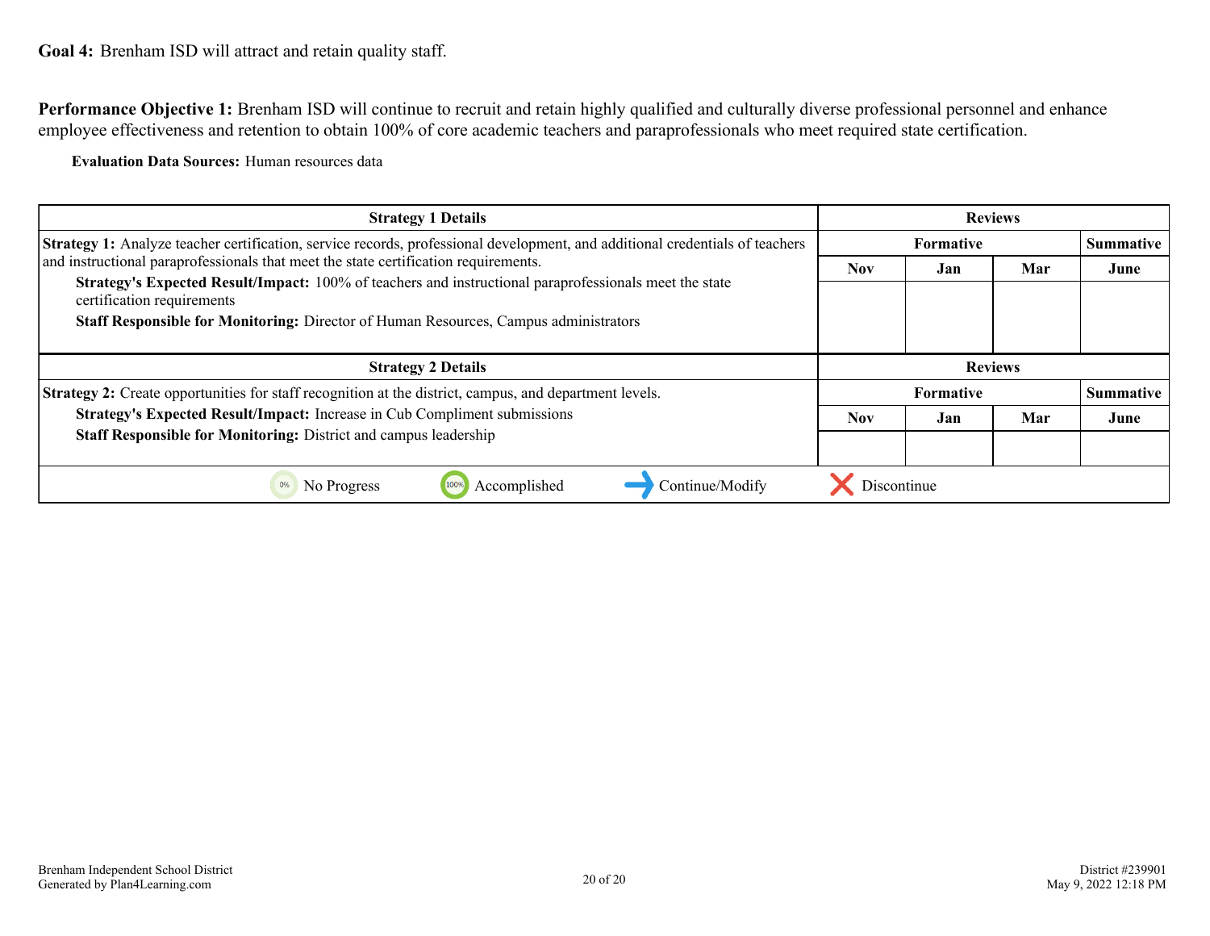**Goal 4:** Brenham ISD will attract and retain quality staff.

**Performance Objective 1:** Brenham ISD will continue to recruit and retain highly qualified and culturally diverse professional personnel and enhance employee effectiveness and retention to obtain 100% of core academic teachers and paraprofessionals who meet required state certification.

**Evaluation Data Sources:** Human resources data

| Strategy 1 Details | Reviews | | | |
|---|---|---|---|---|
| | Formative | | | Summative |
| | Nov | Jan | Mar | June |
| **Strategy 1:** Analyze teacher certification, service records, professional development, and additional credentials of teachers and instructional paraprofessionals that meet the state certification requirements. **Strategy's Expected Result/Impact:** 100% of teachers and instructional paraprofessionals meet the state certification requirements **Staff Responsible for Monitoring:** Director of Human Resources, Campus administrators | | | | |

| Strategy 2 Details | Reviews | | | |
|---|---|---|---|---|
| | Formative | | | Summative |
| | Nov | Jan | Mar | June |
| **Strategy 2:** Create opportunities for staff recognition at the district, campus, and department levels. **Strategy's Expected Result/Impact:** Increase in Cub Compliment submissions **Staff Responsible for Monitoring:** District and campus leadership | | | | |

0% No Progress | 100% Accomplished | Continue/Modify | Discontinue